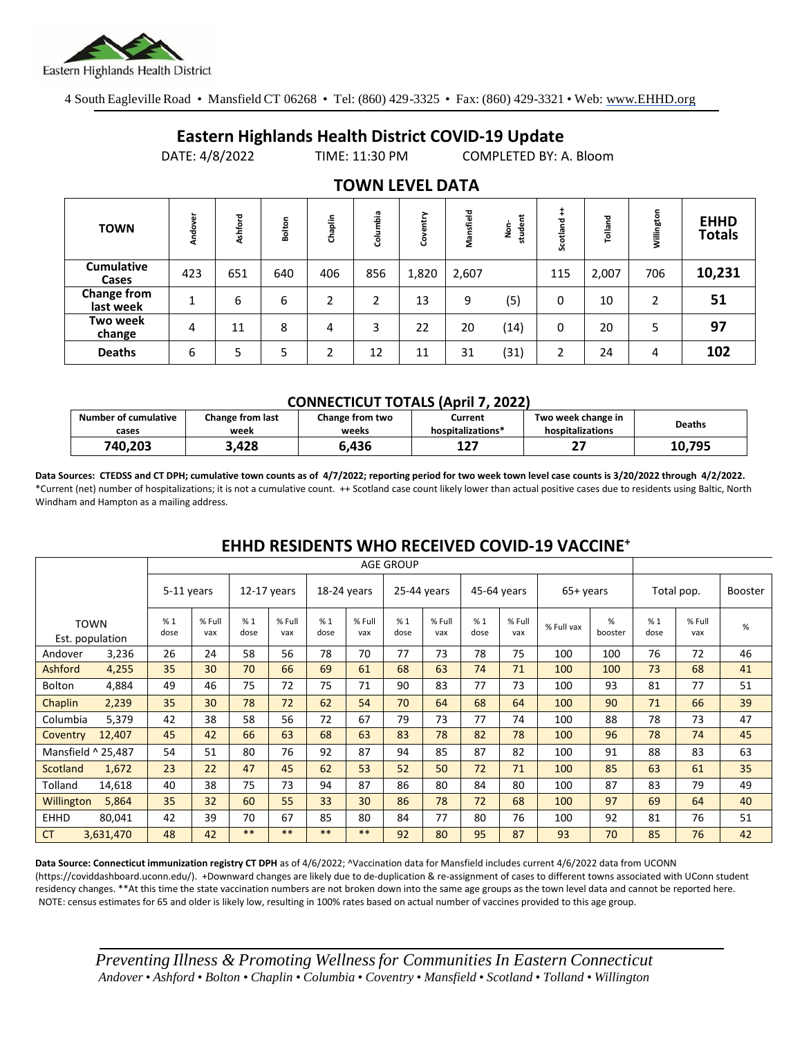Eastern Highlands Health District

4 South Eagleville Road • Mansfield CT 06268 • Tel: (860) 429-3325 • Fax: (860) 429-3321 • Web: www.EHHD.org

# Eastern Highlands Health District COVID-19 Update

DATE: 4/8/2022 TIME: 11:30 PM COMPLETED BY: A. Bloom

## TOWN LEVEL DATA

| TOWN | Andover | Ashford | Bolton | Chaplin | Columbia | Coventry | Mansfield | Non-student | Scotland ++ | Tolland | Willington | EHHD Totals |
|---|---|---|---|---|---|---|---|---|---|---|---|---|
| Cumulative Cases | 423 | 651 | 640 | 406 | 856 | 1,820 | 2,607 | | 115 | 2,007 | 706 | **10,231** |
| Change from last week | 1 | 6 | 6 | 2 | 2 | 13 | 9 | (5) | 0 | 10 | 2 | **51** |
| Two week change | 4 | 11 | 8 | 4 | 3 | 22 | 20 | (14) | 0 | 20 | 5 | **97** |
| Deaths | 6 | 5 | 5 | 2 | 12 | 11 | 31 | (31) | 2 | 24 | 4 | **102** |

### CONNECTICUT TOTALS (April 7, 2022)

| Number of cumulative cases | Change from last week | Change from two weeks | Current hospitalizations* | Two week change in hospitalizations | Deaths |
|---|---|---|---|---|---|
| 740,203 | 3,428 | 6,436 | 127 | 27 | 10,795 |

**Data Sources: CTEDSS and CT DPH; cumulative town counts as of 4/7/2022; reporting period for two week town level case counts is 3/20/2022 through 4/2/2022.** *Current (net) number of hospitalizations; it is not a cumulative count. ++ Scotland case count likely lower than actual positive cases due to residents using Baltic, North Windham and Hampton as a mailing address.

## EHHD RESIDENTS WHO RECEIVED COVID-19 VACCINE+

| | | AGE GROUP | | | | | | | | | | | | | | |
|---|---|---|---|---|---|---|---|---|---|---|---|---|---|---|---|---|
| | | 5-11 years | | 12-17 years | | 18-24 years | | 25-44 years | | 45-64 years | | 65+ years | | Total pop. | | Booster |
| TOWN | Est. population | % 1 dose | % Full vax | % 1 dose | % Full vax | % 1 dose | % Full vax | % 1 dose | % Full vax | % 1 dose | % Full vax | % Full vax | % booster | % 1 dose | % Full vax | % |
| Andover | 3,236 | 26 | 24 | 58 | 56 | 78 | 70 | 77 | 73 | 78 | 75 | 100 | 100 | 76 | 72 | 46 |
| Ashford | 4,255 | 35 | 30 | 70 | 66 | 69 | 61 | 68 | 63 | 74 | 71 | 100 | 100 | 73 | 68 | 41 |
| Bolton | 4,884 | 49 | 46 | 75 | 72 | 75 | 71 | 90 | 83 | 77 | 73 | 100 | 93 | 81 | 77 | 51 |
| Chaplin | 2,239 | 35 | 30 | 78 | 72 | 62 | 54 | 70 | 64 | 68 | 64 | 100 | 90 | 71 | 66 | 39 |
| Columbia | 5,379 | 42 | 38 | 58 | 56 | 72 | 67 | 79 | 73 | 77 | 74 | 100 | 88 | 78 | 73 | 47 |
| Coventry | 12,407 | 45 | 42 | 66 | 63 | 68 | 63 | 83 | 78 | 82 | 78 | 100 | 96 | 78 | 74 | 45 |
| Mansfield ^ | 25,487 | 54 | 51 | 80 | 76 | 92 | 87 | 94 | 85 | 87 | 82 | 100 | 91 | 88 | 83 | 63 |
| Scotland | 1,672 | 23 | 22 | 47 | 45 | 62 | 53 | 52 | 50 | 72 | 71 | 100 | 85 | 63 | 61 | 35 |
| Tolland | 14,618 | 40 | 38 | 75 | 73 | 94 | 87 | 86 | 80 | 84 | 80 | 100 | 87 | 83 | 79 | 49 |
| Willington | 5,864 | 35 | 32 | 60 | 55 | 33 | 30 | 86 | 78 | 72 | 68 | 100 | 97 | 69 | 64 | 40 |
| EHHD | 80,041 | 42 | 39 | 70 | 67 | 85 | 80 | 84 | 77 | 80 | 76 | 100 | 92 | 81 | 76 | 51 |
| CT | 3,631,470 | 48 | 42 | ** | ** | ** | ** | 92 | 80 | 95 | 87 | 93 | 70 | 85 | 76 | 42 |

**Data Source: Connecticut immunization registry CT DPH** as of 4/6/2022; ^Vaccination data for Mansfield includes current 4/6/2022 data from UCONN (https://coviddashboard.uconn.edu/). +Downward changes are likely due to de-duplication & re-assignment of cases to different towns associated with UConn student residency changes. **At this time the state vaccination numbers are not broken down into the same age groups as the town level data and cannot be reported here. NOTE: census estimates for 65 and older is likely low, resulting in 100% rates based on actual number of vaccines provided to this age group.

*Preventing Illness & Promoting Wellness for Communities In Eastern Connecticut*
*Andover • Ashford • Bolton • Chaplin • Columbia • Coventry • Mansfield • Scotland • Tolland • Willington*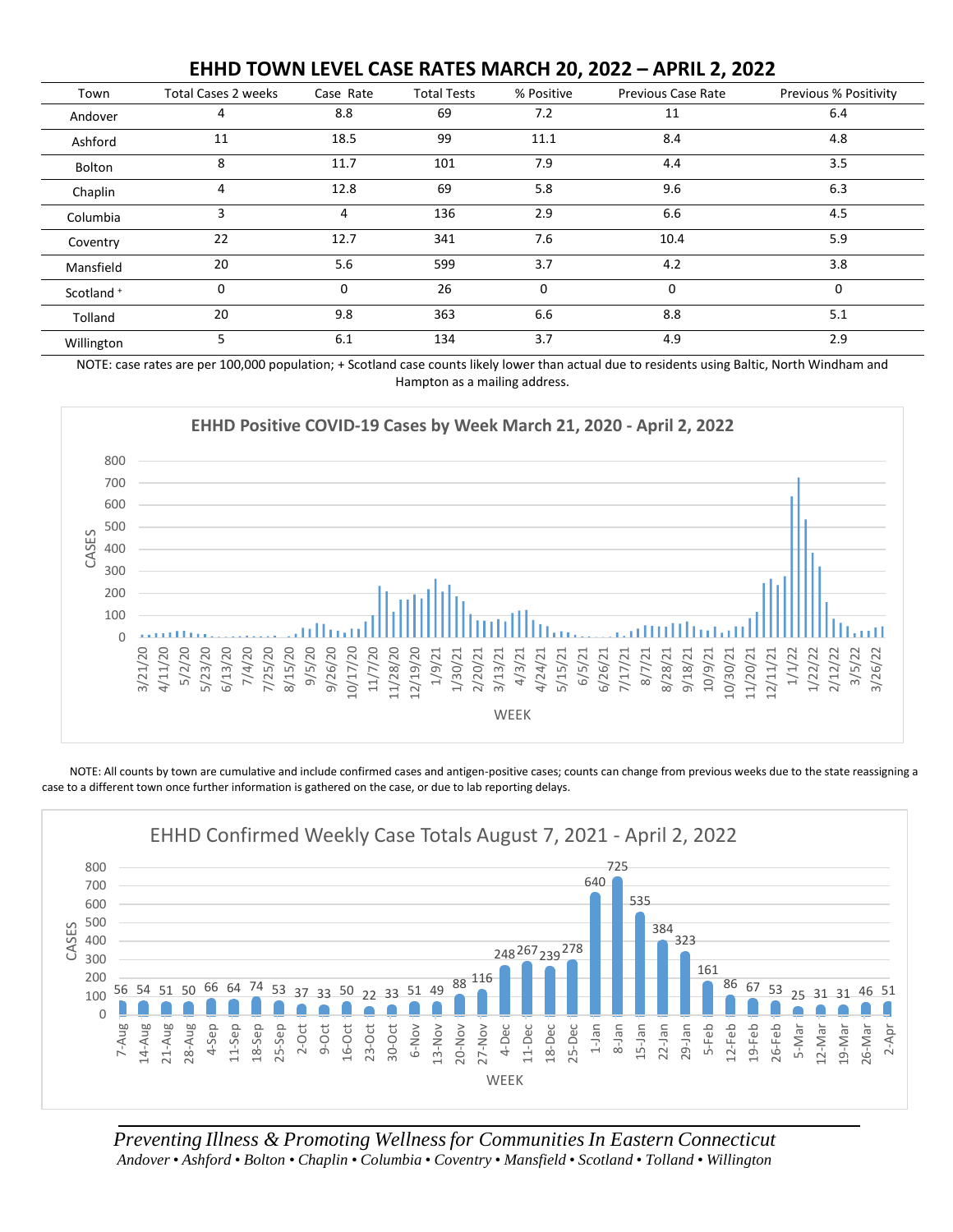## EHHD TOWN LEVEL CASE RATES MARCH 20, 2022 – APRIL 2, 2022

| Town | Total Cases 2 weeks | Case Rate | Total Tests | % Positive | Previous Case Rate | Previous % Positivity |
|---|---|---|---|---|---|---|
| Andover | 4 | 8.8 | 69 | 7.2 | 11 | 6.4 |
| Ashford | 11 | 18.5 | 99 | 11.1 | 8.4 | 4.8 |
| Bolton | 8 | 11.7 | 101 | 7.9 | 4.4 | 3.5 |
| Chaplin | 4 | 12.8 | 69 | 5.8 | 9.6 | 6.3 |
| Columbia | 3 | 4 | 136 | 2.9 | 6.6 | 4.5 |
| Coventry | 22 | 12.7 | 341 | 7.6 | 10.4 | 5.9 |
| Mansfield | 20 | 5.6 | 599 | 3.7 | 4.2 | 3.8 |
| Scotland + | 0 | 0 | 26 | 0 | 0 | 0 |
| Tolland | 20 | 9.8 | 363 | 6.6 | 8.8 | 5.1 |
| Willington | 5 | 6.1 | 134 | 3.7 | 4.9 | 2.9 |

NOTE: case rates are per 100,000 population; + Scotland case counts likely lower than actual due to residents using Baltic, North Windham and Hampton as a mailing address.

EHHD Positive COVID-19 Cases by Week March 21, 2020 - April 2, 2022

CASES

0 100 200 300 400 500 600 700 800

3/21/20 4/11/20 5/2/20 5/23/20 6/13/20 7/4/20 7/25/20 8/15/20 9/5/20 9/26/20 10/17/20 11/7/20 11/28/20 12/19/20 1/9/21 1/30/21 2/20/21 3/13/21 4/3/21 4/24/21 5/15/21 6/5/21 6/26/21 7/17/21 8/7/21 8/28/21 9/18/21 10/9/21 10/30/21 11/20/21 12/11/21 1/1/22 1/22/22 2/12/22 3/5/22 3/26/22

WEEK

NOTE: All counts by town are cumulative and include confirmed cases and antigen-positive cases; counts can change from previous weeks due to the state reassigning a case to a different town once further information is gathered on the case, or due to lab reporting delays.

EHHD Confirmed Weekly Case Totals August 7, 2021 - April 2, 2022

CASES

0 100 200 300 400 500 600 700 800

56 54 51 50 66 64 74 53 37 33 50 22 33 51 49 88 116 248 267 239 278 640 725 535 384 323 161 86 67 53 25 31 31 46 51

7-Aug 14-Aug 21-Aug 28-Aug 4-Sep 11-Sep 18-Sep 25-Sep 2-Oct 9-Oct 16-Oct 23-Oct 30-Oct 6-Nov 13-Nov 20-Nov 27-Nov 4-Dec 11-Dec 18-Dec 25-Dec 1-Jan 8-Jan 15-Jan 22-Jan 29-Jan 5-Feb 12-Feb 19-Feb 26-Feb 5-Mar 12-Mar 19-Mar 26-Mar 2-Apr

WEEK

*Preventing Illness & Promoting Wellness for Communities In Eastern Connecticut*

*Andover • Ashford • Bolton • Chaplin • Columbia • Coventry • Mansfield • Scotland • Tolland • Willington*